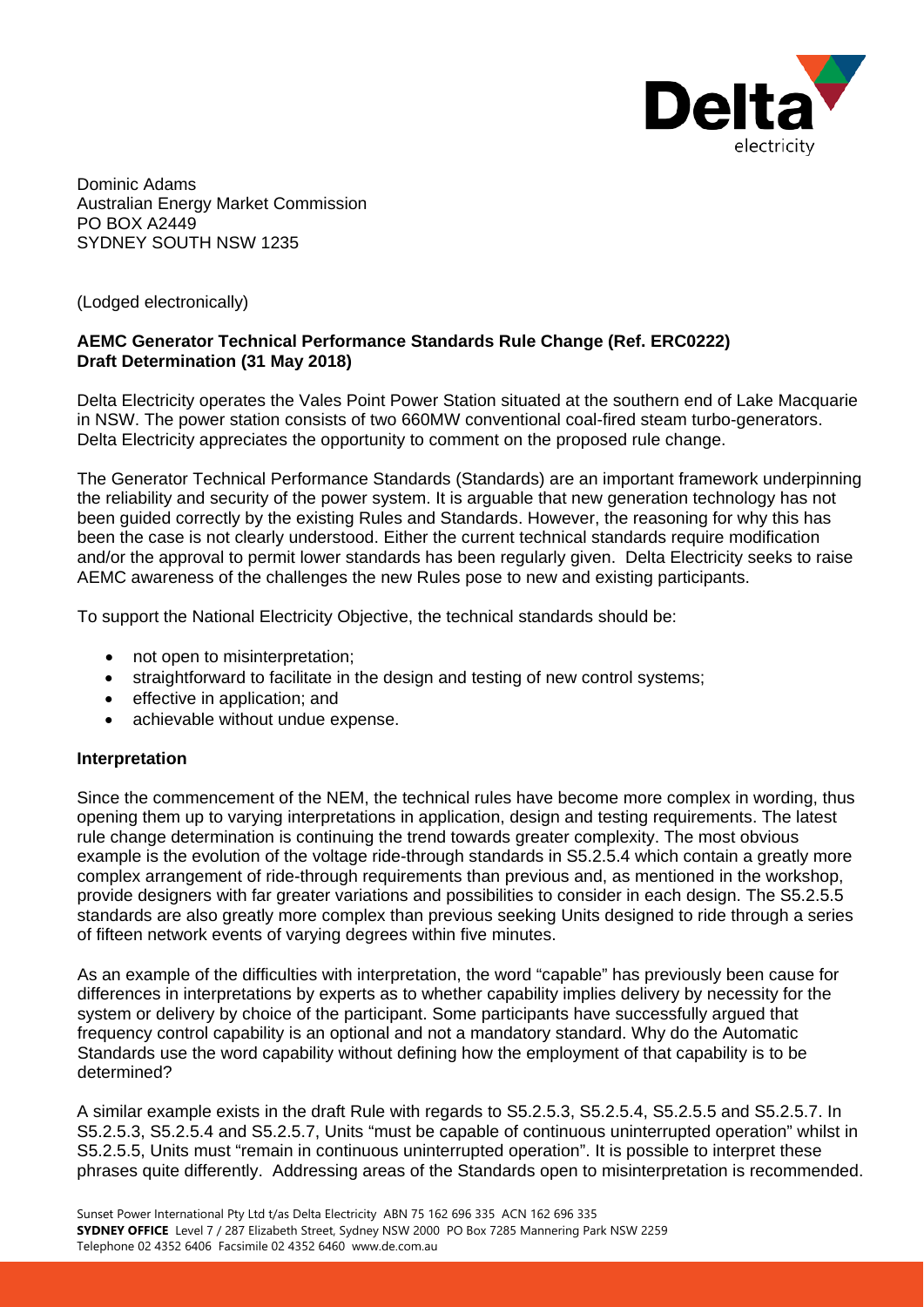Dominic Adams
Australian Energy Market Commission
PO BOX A2449
SYDNEY SOUTH NSW 1235

(Lodged electronically)

**AEMC Generator Technical Performance Standards Rule Change (Ref. ERC0222)**
**Draft Determination (31 May 2018)**

Delta Electricity operates the Vales Point Power Station situated at the southern end of Lake Macquarie in NSW. The power station consists of two 660MW conventional coal-fired steam turbo-generators. Delta Electricity appreciates the opportunity to comment on the proposed rule change.

The Generator Technical Performance Standards (Standards) are an important framework underpinning the reliability and security of the power system. It is arguable that new generation technology has not been guided correctly by the existing Rules and Standards. However, the reasoning for why this has been the case is not clearly understood. Either the current technical standards require modification and/or the approval to permit lower standards has been regularly given. Delta Electricity seeks to raise AEMC awareness of the challenges the new Rules pose to new and existing participants.

To support the National Electricity Objective, the technical standards should be:

- not open to misinterpretation;
- straightforward to facilitate in the design and testing of new control systems;
- effective in application; and
- achievable without undue expense.

**Interpretation**

Since the commencement of the NEM, the technical rules have become more complex in wording, thus opening them up to varying interpretations in application, design and testing requirements. The latest rule change determination is continuing the trend towards greater complexity. The most obvious example is the evolution of the voltage ride-through standards in S5.2.5.4 which contain a greatly more complex arrangement of ride-through requirements than previous and, as mentioned in the workshop, provide designers with far greater variations and possibilities to consider in each design. The S5.2.5.5 standards are also greatly more complex than previous seeking Units designed to ride through a series of fifteen network events of varying degrees within five minutes.

As an example of the difficulties with interpretation, the word "capable" has previously been cause for differences in interpretations by experts as to whether capability implies delivery by necessity for the system or delivery by choice of the participant. Some participants have successfully argued that frequency control capability is an optional and not a mandatory standard. Why do the Automatic Standards use the word capability without defining how the employment of that capability is to be determined?

A similar example exists in the draft Rule with regards to S5.2.5.3, S5.2.5.4, S5.2.5.5 and S5.2.5.7. In S5.2.5.3, S5.2.5.4 and S5.2.5.7, Units "must be capable of continuous uninterrupted operation" whilst in S5.2.5.5, Units must "remain in continuous uninterrupted operation". It is possible to interpret these phrases quite differently. Addressing areas of the Standards open to misinterpretation is recommended.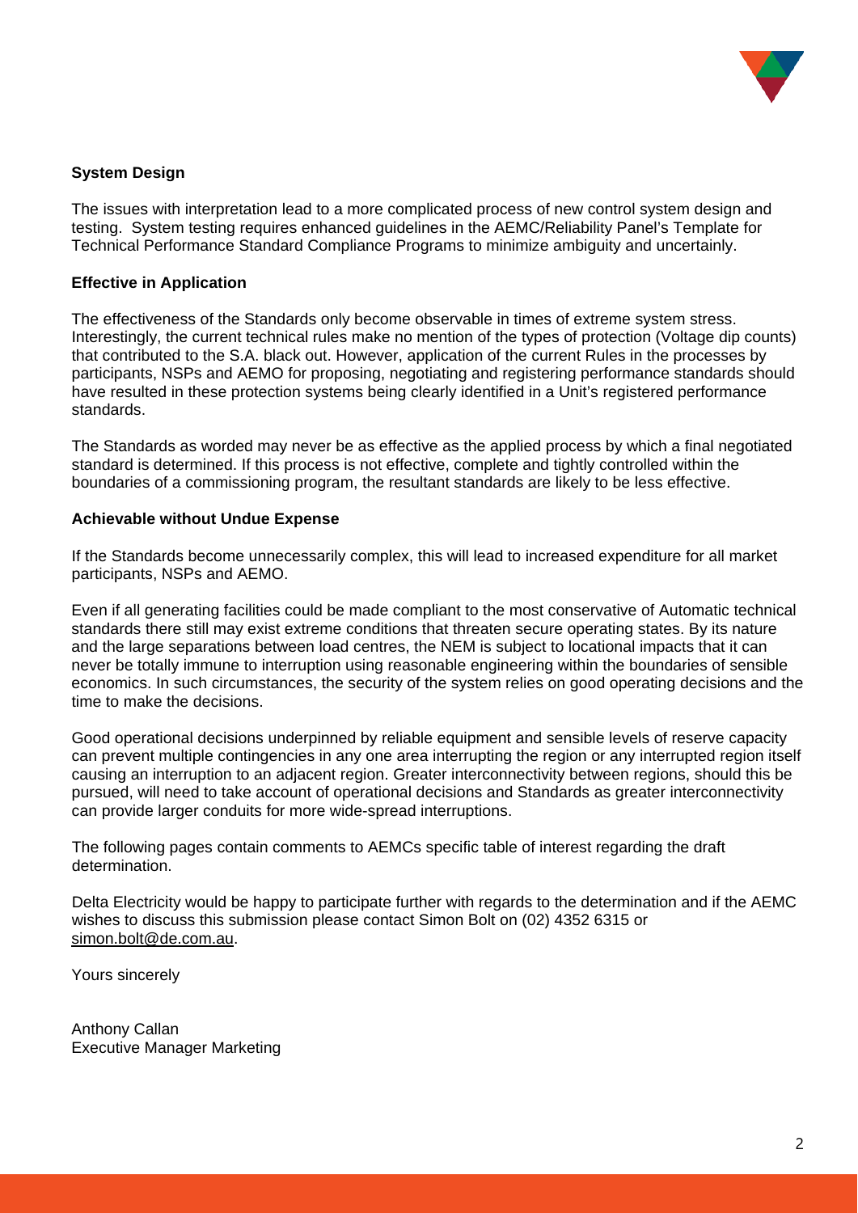**System Design**

The issues with interpretation lead to a more complicated process of new control system design and testing. System testing requires enhanced guidelines in the AEMC/Reliability Panel's Template for Technical Performance Standard Compliance Programs to minimize ambiguity and uncertainly.

**Effective in Application**

The effectiveness of the Standards only become observable in times of extreme system stress. Interestingly, the current technical rules make no mention of the types of protection (Voltage dip counts) that contributed to the S.A. black out. However, application of the current Rules in the processes by participants, NSPs and AEMO for proposing, negotiating and registering performance standards should have resulted in these protection systems being clearly identified in a Unit's registered performance standards.

The Standards as worded may never be as effective as the applied process by which a final negotiated standard is determined. If this process is not effective, complete and tightly controlled within the boundaries of a commissioning program, the resultant standards are likely to be less effective.

**Achievable without Undue Expense**

If the Standards become unnecessarily complex, this will lead to increased expenditure for all market participants, NSPs and AEMO.

Even if all generating facilities could be made compliant to the most conservative of Automatic technical standards there still may exist extreme conditions that threaten secure operating states. By its nature and the large separations between load centres, the NEM is subject to locational impacts that it can never be totally immune to interruption using reasonable engineering within the boundaries of sensible economics. In such circumstances, the security of the system relies on good operating decisions and the time to make the decisions.

Good operational decisions underpinned by reliable equipment and sensible levels of reserve capacity can prevent multiple contingencies in any one area interrupting the region or any interrupted region itself causing an interruption to an adjacent region. Greater interconnectivity between regions, should this be pursued, will need to take account of operational decisions and Standards as greater interconnectivity can provide larger conduits for more wide-spread interruptions.

The following pages contain comments to AEMCs specific table of interest regarding the draft determination.

Delta Electricity would be happy to participate further with regards to the determination and if the AEMC wishes to discuss this submission please contact Simon Bolt on (02) 4352 6315 or simon.bolt@de.com.au.

Yours sincerely

Anthony Callan
Executive Manager Marketing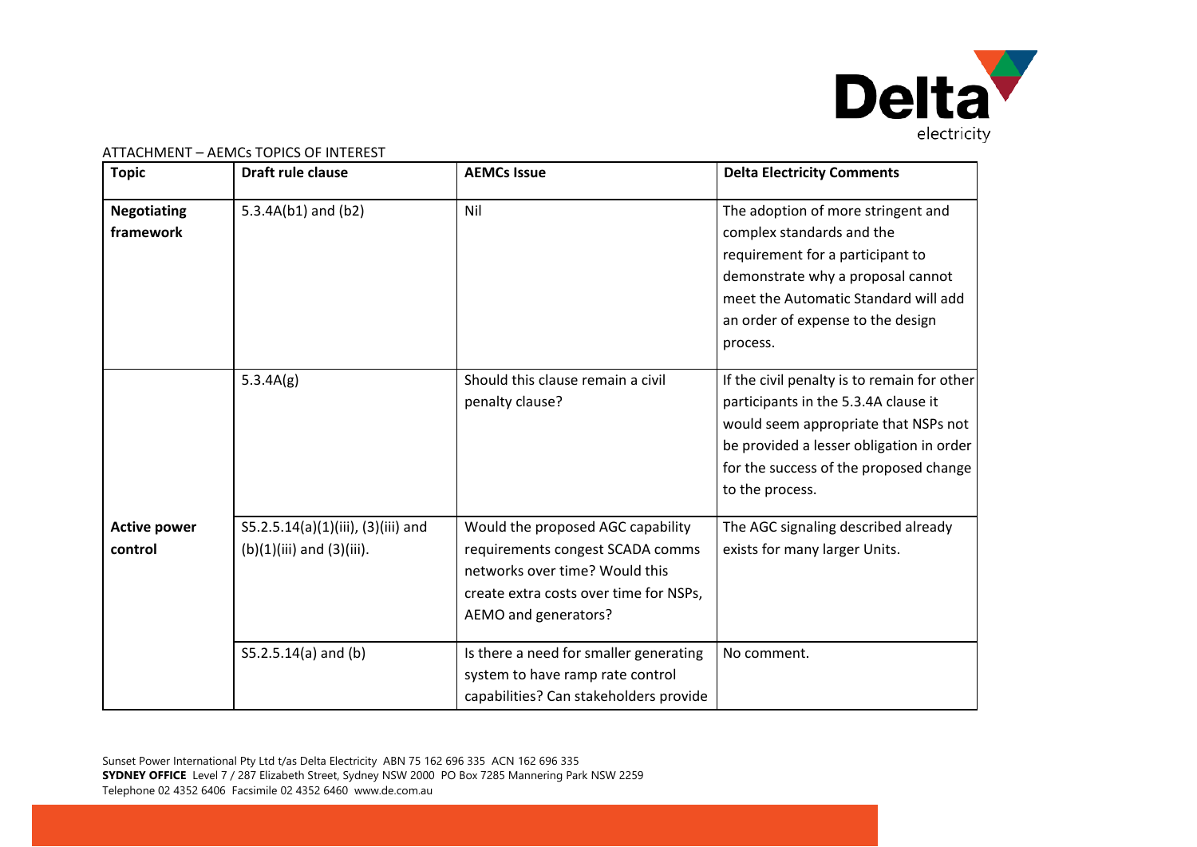ATTACHMENT – AEMCs TOPICS OF INTEREST

| Topic | Draft rule clause | AEMCs Issue | Delta Electricity Comments |
|---|---|---|---|
| **Negotiating framework** | 5.3.4A(b1) and (b2) | Nil | The adoption of more stringent and complex standards and the requirement for a participant to demonstrate why a proposal cannot meet the Automatic Standard will add an order of expense to the design process. |
| | 5.3.4A(g) | Should this clause remain a civil penalty clause? | If the civil penalty is to remain for other participants in the 5.3.4A clause it would seem appropriate that NSPs not be provided a lesser obligation in order for the success of the proposed change to the process. |
| **Active power control** | S5.2.5.14(a)(1)(iii), (3)(iii) and (b)(1)(iii) and (3)(iii). | Would the proposed AGC capability requirements congest SCADA comms networks over time? Would this create extra costs over time for NSPs, AEMO and generators? | The AGC signaling described already exists for many larger Units. |
| | S5.2.5.14(a) and (b) | Is there a need for smaller generating system to have ramp rate control capabilities? Can stakeholders provide | No comment. |

Sunset Power International Pty Ltd t/as Delta Electricity ABN 75 162 696 335 ACN 162 696 335
**SYDNEY OFFICE** Level 7 / 287 Elizabeth Street, Sydney NSW 2000 PO Box 7285 Mannering Park NSW 2259
Telephone 02 4352 6406 Facsimile 02 4352 6460 www.de.com.au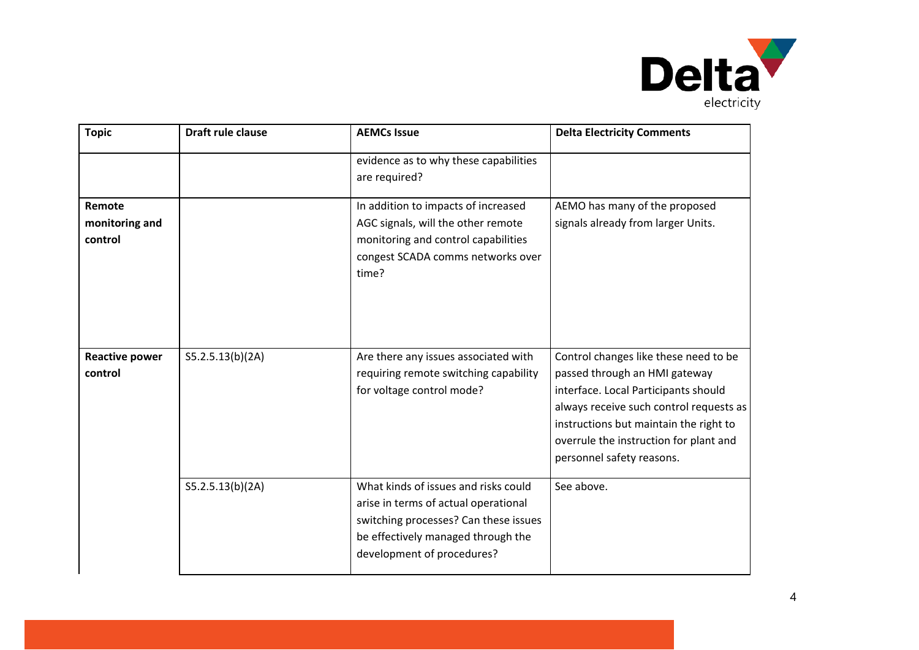| Topic | Draft rule clause | AEMCs Issue | Delta Electricity Comments |
|---|---|---|---|
| | | evidence as to why these capabilities are required? | |
| **Remote monitoring and control** | | In addition to impacts of increased AGC signals, will the other remote monitoring and control capabilities congest SCADA comms networks over time? | AEMO has many of the proposed signals already from larger Units. |
| **Reactive power control** | S5.2.5.13(b)(2A) | Are there any issues associated with requiring remote switching capability for voltage control mode? | Control changes like these need to be passed through an HMI gateway interface. Local Participants should always receive such control requests as instructions but maintain the right to overrule the instruction for plant and personnel safety reasons. |
| | S5.2.5.13(b)(2A) | What kinds of issues and risks could arise in terms of actual operational switching processes? Can these issues be effectively managed through the development of procedures? | See above. |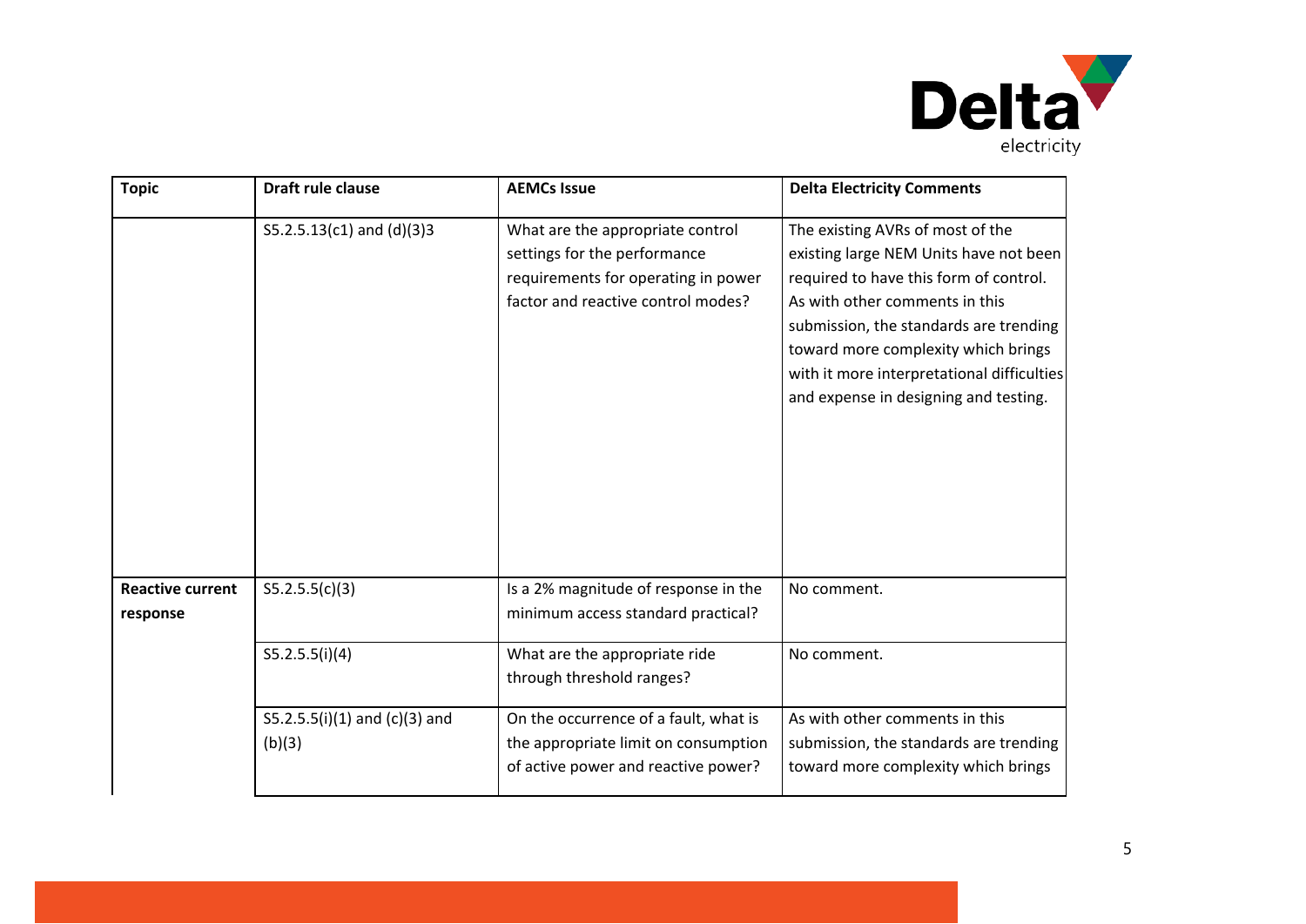| Topic | Draft rule clause | AEMCs Issue | Delta Electricity Comments |
|---|---|---|---|
| | S5.2.5.13(c1) and (d)(3)3 | What are the appropriate control settings for the performance requirements for operating in power factor and reactive control modes? | The existing AVRs of most of the existing large NEM Units have not been required to have this form of control. As with other comments in this submission, the standards are trending toward more complexity which brings with it more interpretational difficulties and expense in designing and testing. |
| **Reactive current response** | S5.2.5.5(c)(3) | Is a 2% magnitude of response in the minimum access standard practical? | No comment. |
| | S5.2.5.5(i)(4) | What are the appropriate ride through threshold ranges? | No comment. |
| | S5.2.5.5(i)(1) and (c)(3) and (b)(3) | On the occurrence of a fault, what is the appropriate limit on consumption of active power and reactive power? | As with other comments in this submission, the standards are trending toward more complexity which brings |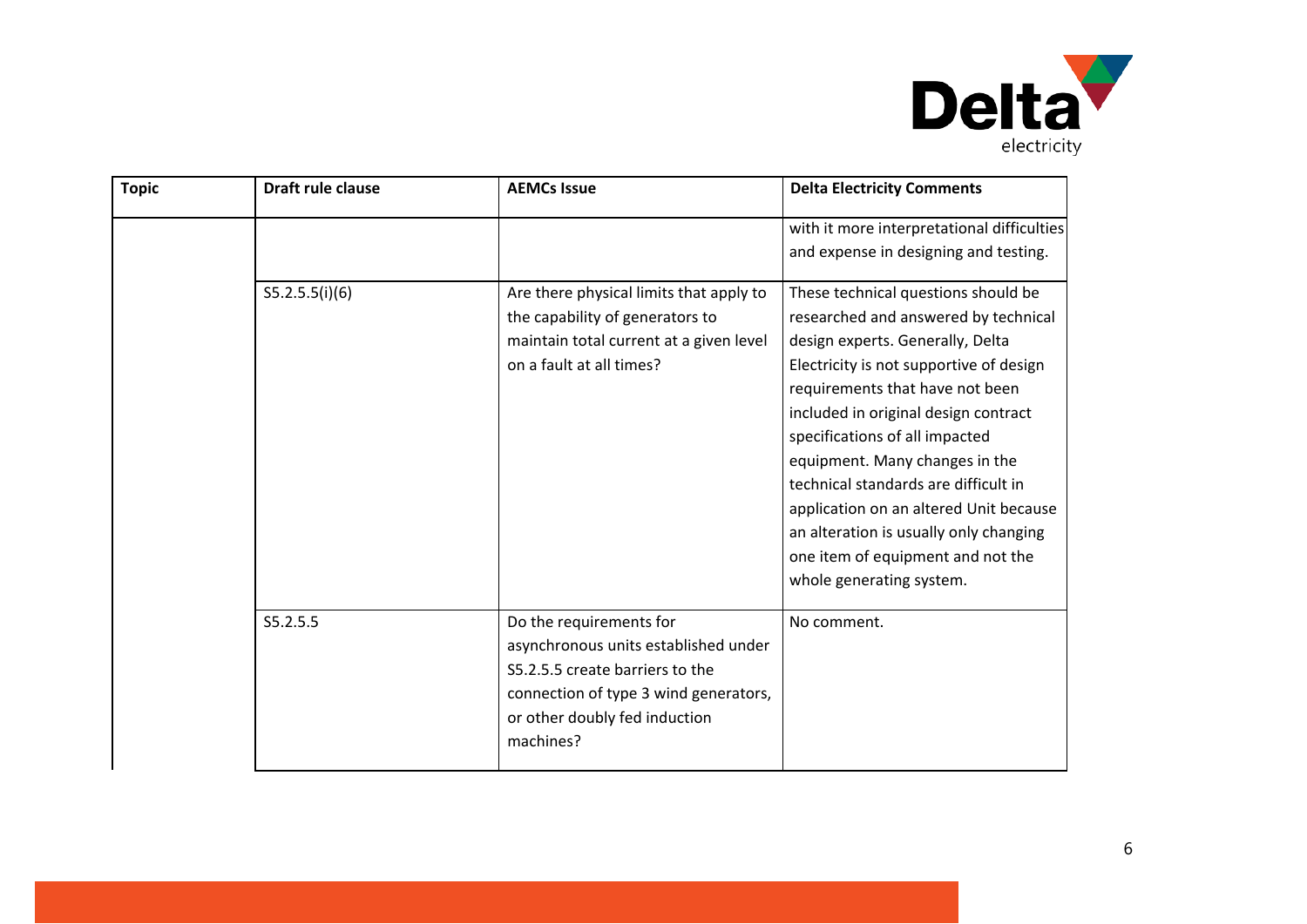| Topic | Draft rule clause | AEMCs Issue | Delta Electricity Comments |
| --- | --- | --- | --- |
| | | | with it more interpretational difficulties and expense in designing and testing. |
| | S5.2.5.5(i)(6) | Are there physical limits that apply to the capability of generators to maintain total current at a given level on a fault at all times? | These technical questions should be researched and answered by technical design experts. Generally, Delta Electricity is not supportive of design requirements that have not been included in original design contract specifications of all impacted equipment. Many changes in the technical standards are difficult in application on an altered Unit because an alteration is usually only changing one item of equipment and not the whole generating system. |
| | S5.2.5.5 | Do the requirements for asynchronous units established under S5.2.5.5 create barriers to the connection of type 3 wind generators, or other doubly fed induction machines? | No comment. |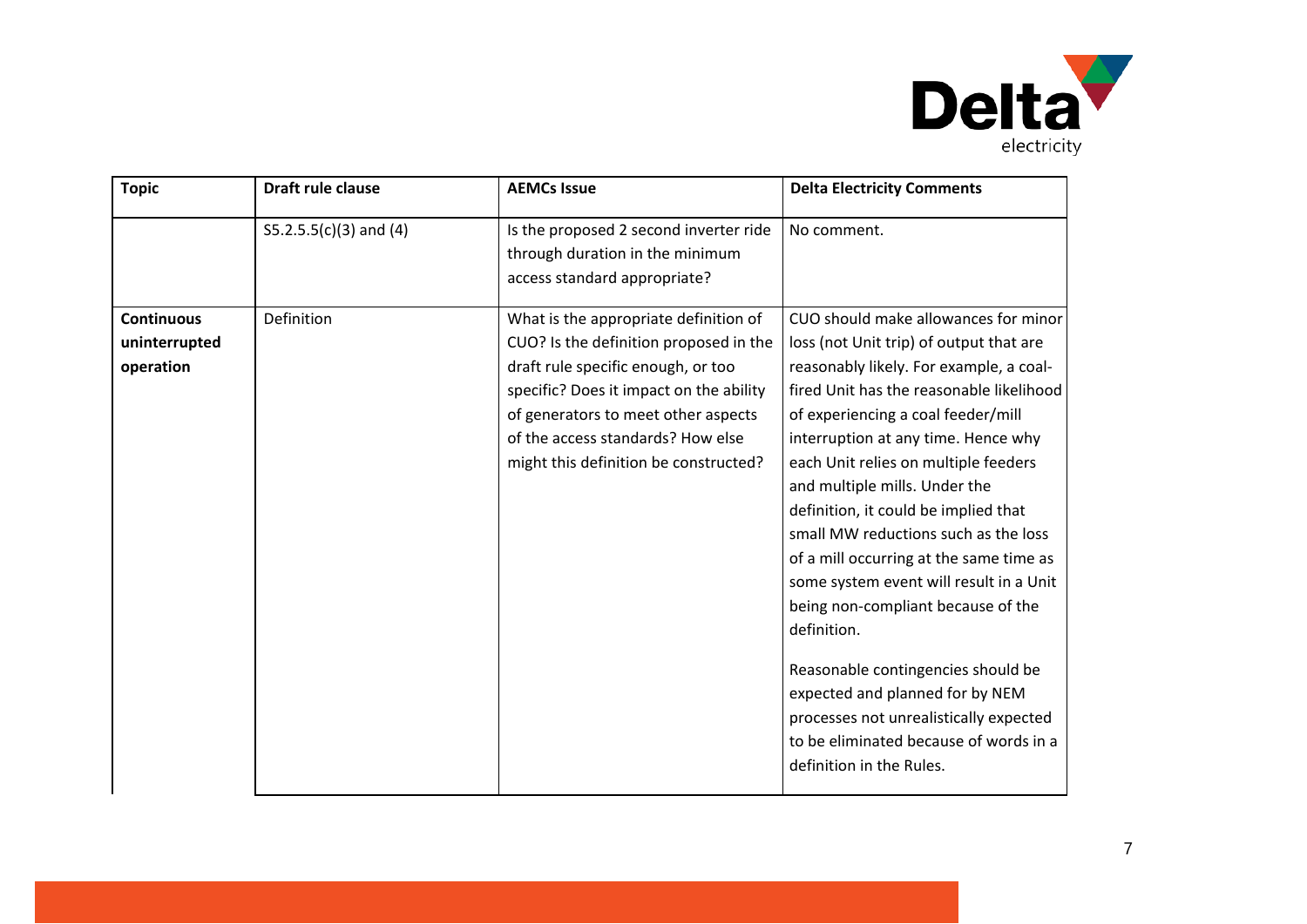| Topic | Draft rule clause | AEMCs Issue | Delta Electricity Comments |
|---|---|---|---|
| | S5.2.5.5(c)(3) and (4) | Is the proposed 2 second inverter ride through duration in the minimum access standard appropriate? | No comment. |
| **Continuous uninterrupted operation** | Definition | What is the appropriate definition of CUO? Is the definition proposed in the draft rule specific enough, or too specific? Does it impact on the ability of generators to meet other aspects of the access standards? How else might this definition be constructed? | CUO should make allowances for minor loss (not Unit trip) of output that are reasonably likely. For example, a coal-fired Unit has the reasonable likelihood of experiencing a coal feeder/mill interruption at any time. Hence why each Unit relies on multiple feeders and multiple mills. Under the definition, it could be implied that small MW reductions such as the loss of a mill occurring at the same time as some system event will result in a Unit being non-compliant because of the definition.<br><br>Reasonable contingencies should be expected and planned for by NEM processes not unrealistically expected to be eliminated because of words in a definition in the Rules. |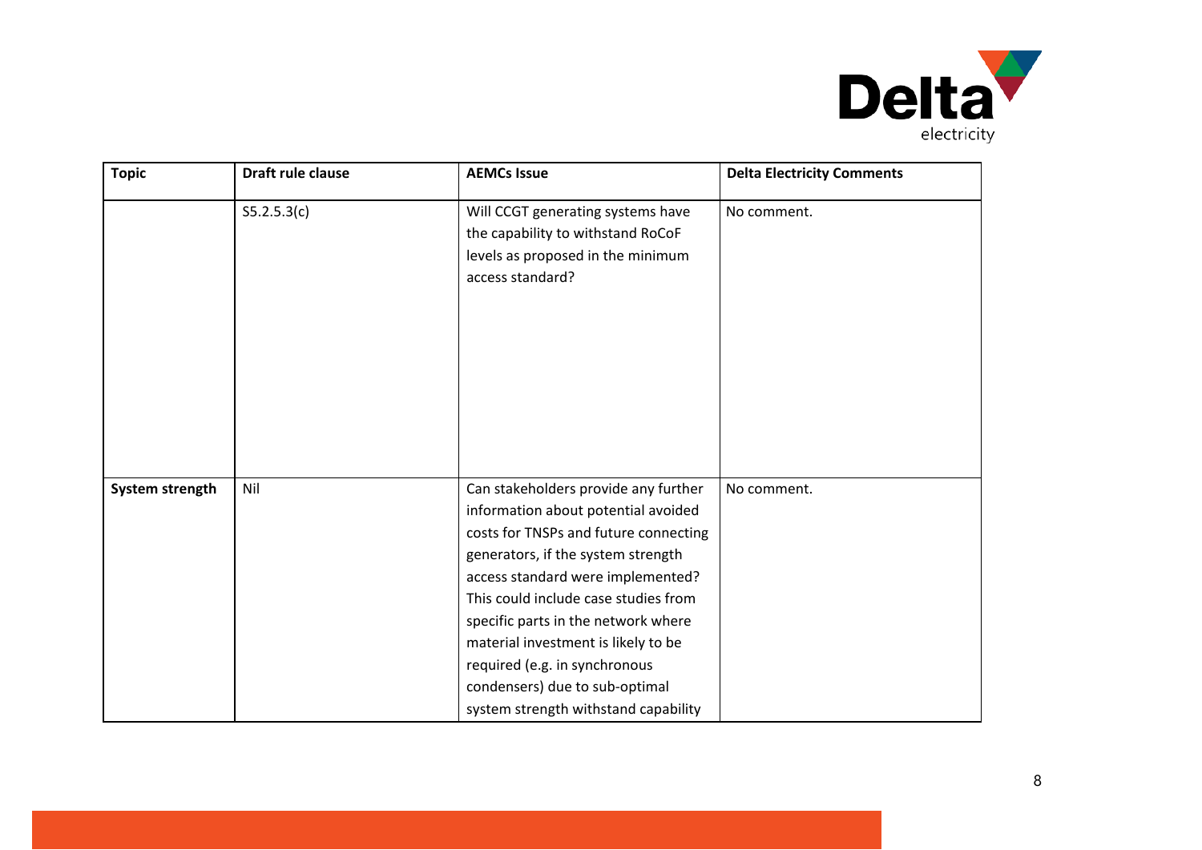| Topic | Draft rule clause | AEMCs Issue | Delta Electricity Comments |
|---|---|---|---|
| | S5.2.5.3(c) | Will CCGT generating systems have the capability to withstand RoCoF levels as proposed in the minimum access standard? | No comment. |
| **System strength** | Nil | Can stakeholders provide any further information about potential avoided costs for TNSPs and future connecting generators, if the system strength access standard were implemented? This could include case studies from specific parts in the network where material investment is likely to be required (e.g. in synchronous condensers) due to sub-optimal system strength withstand capability | No comment. |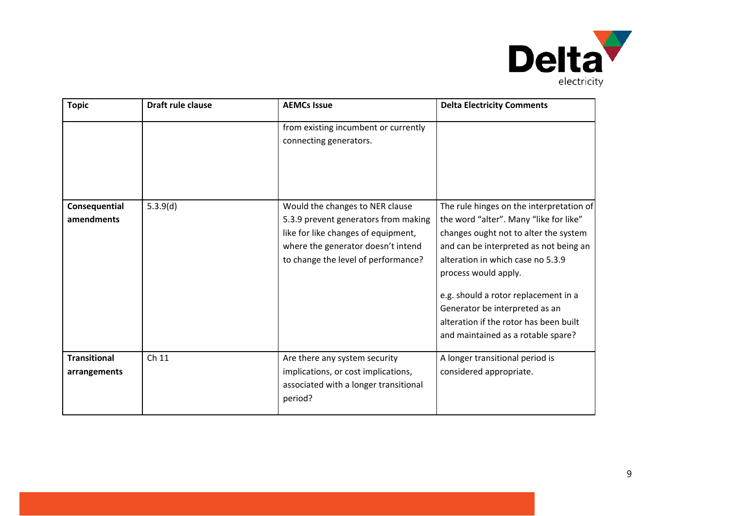| Topic | Draft rule clause | AEMCs Issue | Delta Electricity Comments |
|---|---|---|---|
| | | from existing incumbent or currently connecting generators. | |
| **Consequential amendments** | 5.3.9(d) | Would the changes to NER clause 5.3.9 prevent generators from making like for like changes of equipment, where the generator doesn't intend to change the level of performance? | The rule hinges on the interpretation of the word "alter". Many "like for like" changes ought not to alter the system and can be interpreted as not being an alteration in which case no 5.3.9 process would apply.<br><br>e.g. should a rotor replacement in a Generator be interpreted as an alteration if the rotor has been built and maintained as a rotable spare? |
| **Transitional arrangements** | Ch 11 | Are there any system security implications, or cost implications, associated with a longer transitional period? | A longer transitional period is considered appropriate. |